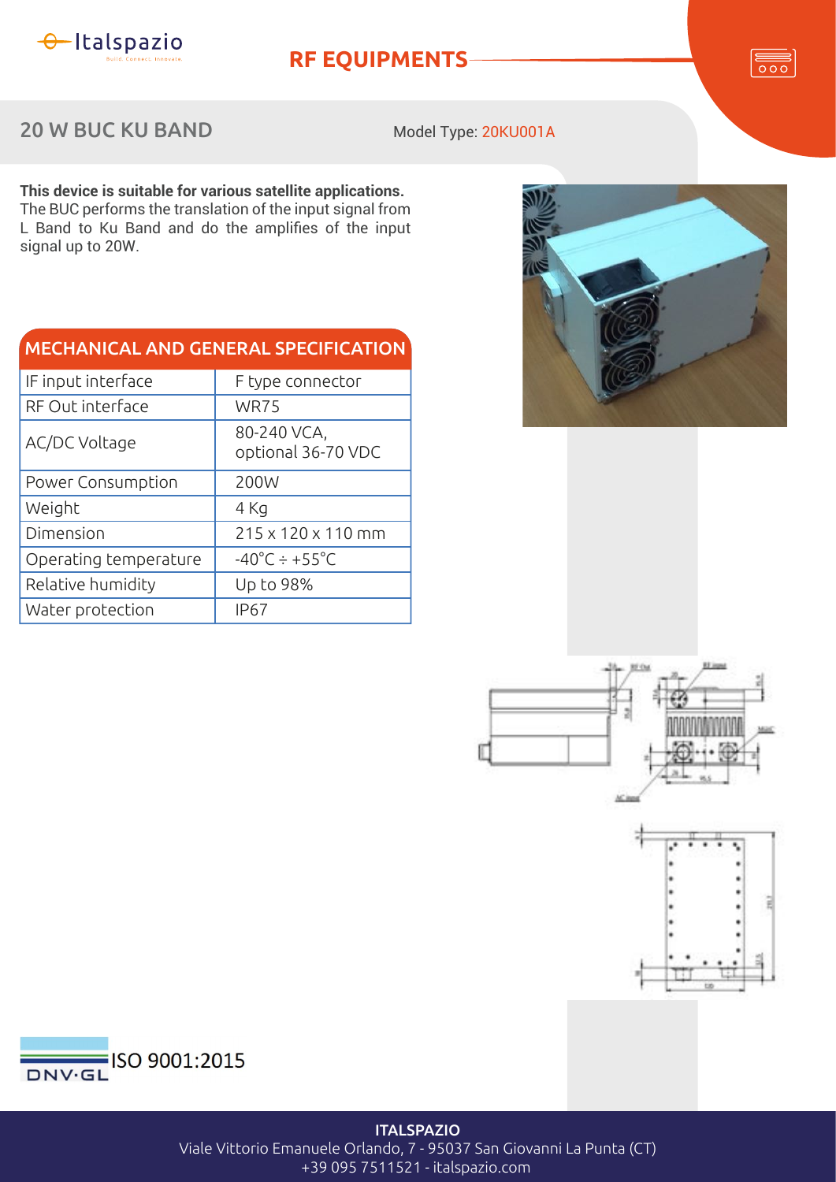# RF EQUIPMENTS

## 20 W BUC KU BAND

Model Type: 20KU001A

**This device is suitable for various satellite applications.**
The BUC performs the translation of the input signal from L Band to Ku Band and do the amplifies of the input signal up to 20W.

| MECHANICAL AND GENERAL SPECIFICATION | |
|---|---|
| IF input interface | F type connector |
| RF Out interface | WR75 |
| AC/DC Voltage | 80-240 VCA, optional 36-70 VDC |
| Power Consumption | 200W |
| Weight | 4 Kg |
| Dimension | 215 x 120 x 110 mm |
| Operating temperature | -40°C ÷ +55°C |
| Relative humidity | Up to 98% |
| Water protection | IP67 |

ISO 9001:2015

**ITALSPAZIO**
Viale Vittorio Emanuele Orlando, 7 - 95037 San Giovanni La Punta (CT)
+39 095 7511521 - italspazio.com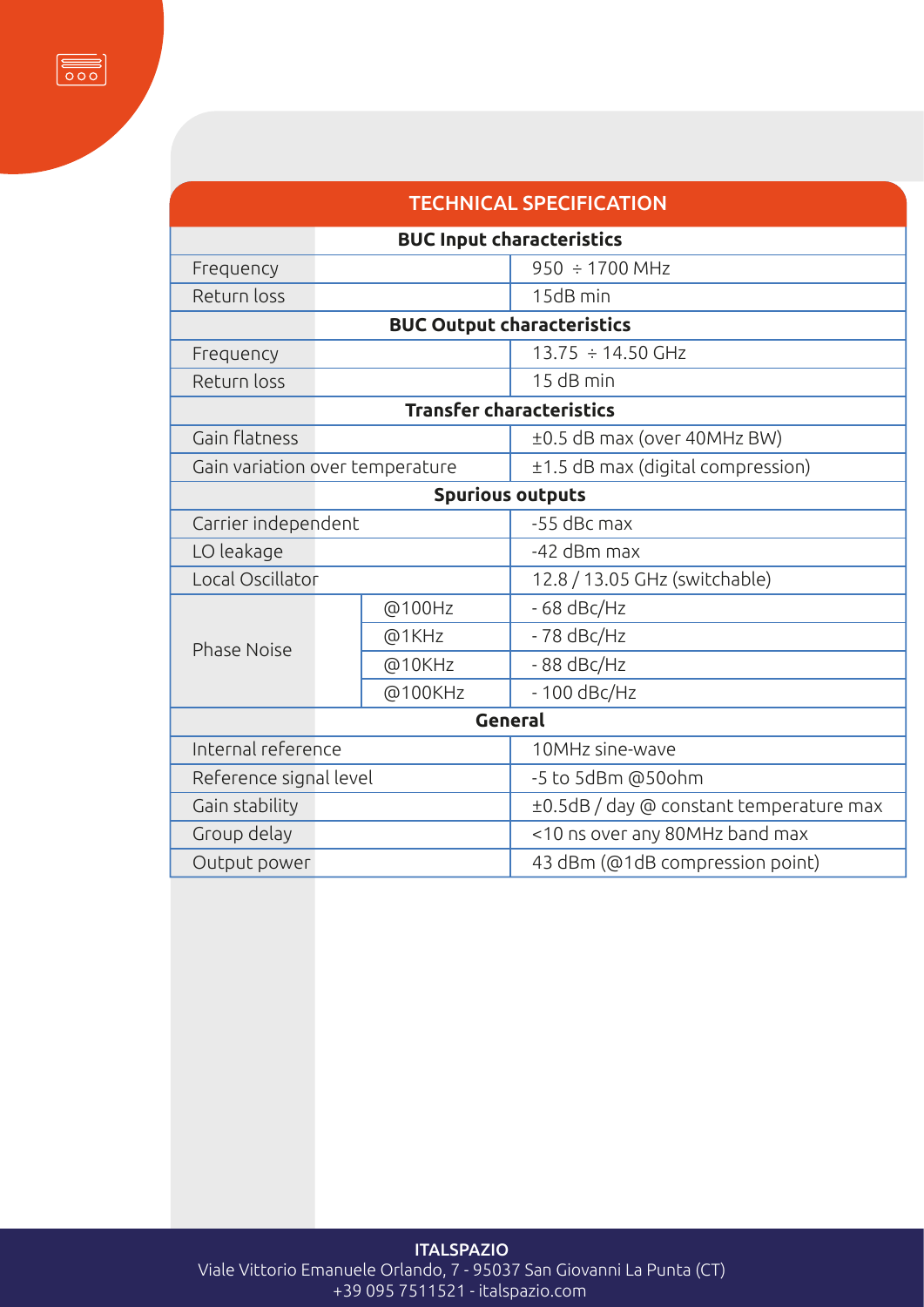## TECHNICAL SPECIFICATION

| | | |
|---|---|---|
| **BUC Input characteristics** | | |
| Frequency | | 950 ÷ 1700 MHz |
| Return loss | | 15dB min |
| **BUC Output characteristics** | | |
| Frequency | | 13.75 ÷ 14.50 GHz |
| Return loss | | 15 dB min |
| **Transfer characteristics** | | |
| Gain flatness | | ±0.5 dB max (over 40MHz BW) |
| Gain variation over temperature | | ±1.5 dB max (digital compression) |
| **Spurious outputs** | | |
| Carrier independent | | -55 dBc max |
| LO leakage | | -42 dBm max |
| Local Oscillator | | 12.8 / 13.05 GHz (switchable) |
| Phase Noise | @100Hz | - 68 dBc/Hz |
| | @1KHz | - 78 dBc/Hz |
| | @10KHz | - 88 dBc/Hz |
| | @100KHz | - 100 dBc/Hz |
| **General** | | |
| Internal reference | | 10MHz sine-wave |
| Reference signal level | | -5 to 5dBm @50ohm |
| Gain stability | | ±0.5dB / day @ constant temperature max |
| Group delay | | <10 ns over any 80MHz band max |
| Output power | | 43 dBm (@1dB compression point) |

**ITALSPAZIO**
Viale Vittorio Emanuele Orlando, 7 - 95037 San Giovanni La Punta (CT)
+39 095 7511521 - italspazio.com